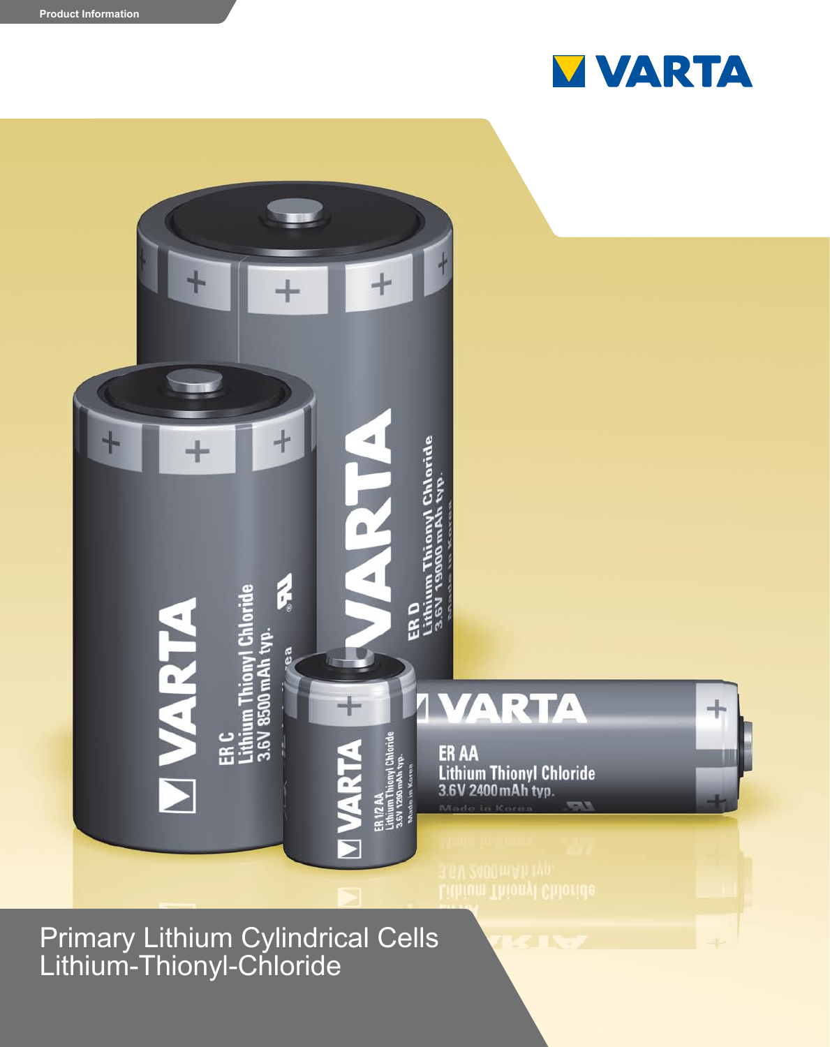Product Information

VARTA

# Primary Lithium Cylindrical Cells Lithium-Thionyl-Chloride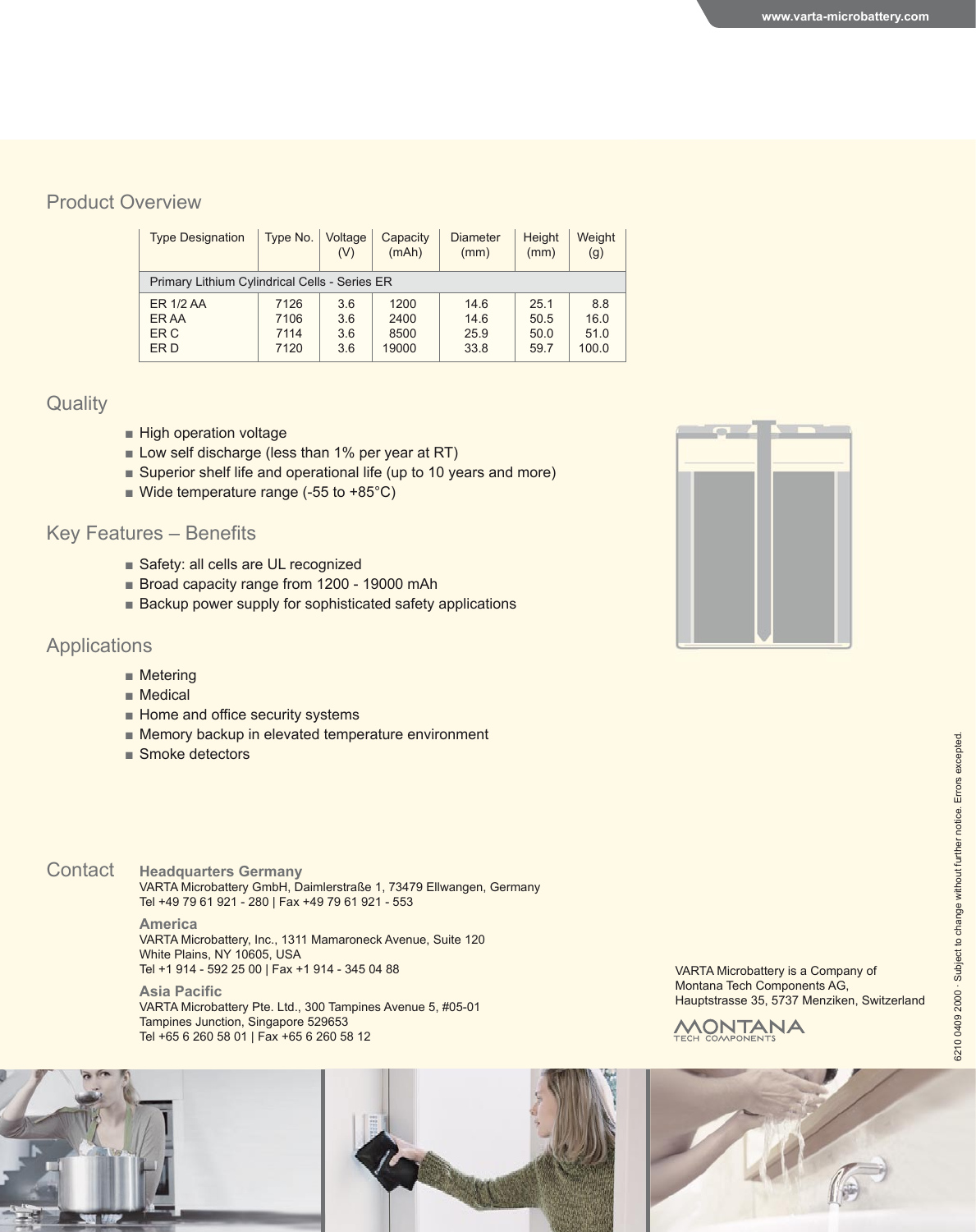## Product Overview

| Type Designation | Type No. | Voltage (V) | Capacity (mAh) | Diameter (mm) | Height (mm) | Weight (g) |
|---|---|---|---|---|---|---|
| Primary Lithium Cylindrical Cells - Series ER | | | | | | |
| ER 1/2 AA | 7126 | 3.6 | 1200 | 14.6 | 25.1 | 8.8 |
| ER AA | 7106 | 3.6 | 2400 | 14.6 | 50.5 | 16.0 |
| ER C | 7114 | 3.6 | 8500 | 25.9 | 50.0 | 51.0 |
| ER D | 7120 | 3.6 | 19000 | 33.8 | 59.7 | 100.0 |

## Quality

- High operation voltage
- Low self discharge (less than 1% per year at RT)
- Superior shelf life and operational life (up to 10 years and more)
- Wide temperature range (-55 to +85°C)

## Key Features – Benefits

- Safety: all cells are UL recognized
- Broad capacity range from 1200 - 19000 mAh
- Backup power supply for sophisticated safety applications

## Applications

- Metering
- Medical
- Home and office security systems
- Memory backup in elevated temperature environment
- Smoke detectors

## Contact

**Headquarters Germany**
VARTA Microbattery GmbH, Daimlerstraße 1, 73479 Ellwangen, Germany
Tel +49 79 61 921 - 280 | Fax +49 79 61 921 - 553

**America**
VARTA Microbattery, Inc., 1311 Mamaroneck Avenue, Suite 120
White Plains, NY 10605, USA
Tel +1 914 - 592 25 00 | Fax +1 914 - 345 04 88

**Asia Pacific**
VARTA Microbattery Pte. Ltd., 300 Tampines Avenue 5, #05-01
Tampines Junction, Singapore 529653
Tel +65 6 260 58 01 | Fax +65 6 260 58 12

VARTA Microbattery is a Company of
Montana Tech Components AG,
Hauptstrasse 35, 5737 Menziken, Switzerland

MONTANA TECH COMPONENTS

6210 0409 2000 · Subject to change without further notice. Errors excepted.